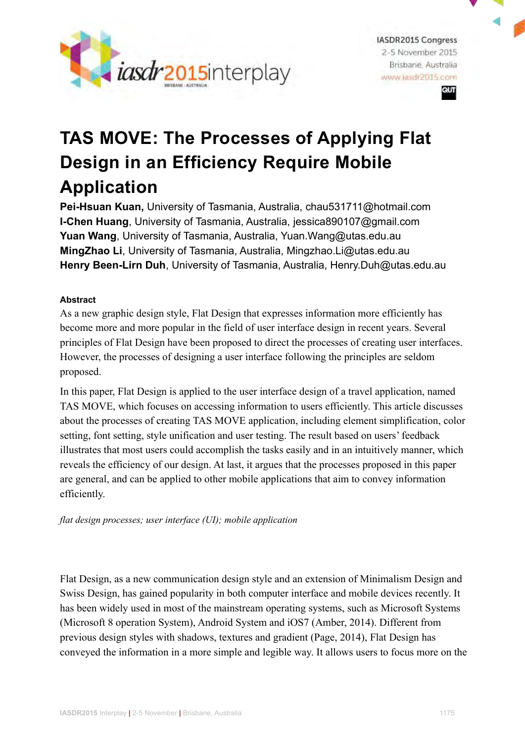# TAS MOVE: The Processes of Applying Flat Design in an Efficiency Require Mobile Application

**Pei-Hsuan Kuan,** University of Tasmania, Australia, chau531711@hotmail.com
**I-Chen Huang**, University of Tasmania, Australia, jessica890107@gmail.com
**Yuan Wang**, University of Tasmania, Australia, Yuan.Wang@utas.edu.au
**MingZhao Li**, University of Tasmania, Australia, Mingzhao.Li@utas.edu.au
**Henry Been-Lirn Duh**, University of Tasmania, Australia, Henry.Duh@utas.edu.au

#### Abstract

As a new graphic design style, Flat Design that expresses information more efficiently has become more and more popular in the field of user interface design in recent years. Several principles of Flat Design have been proposed to direct the processes of creating user interfaces. However, the processes of designing a user interface following the principles are seldom proposed.

In this paper, Flat Design is applied to the user interface design of a travel application, named TAS MOVE, which focuses on accessing information to users efficiently. This article discusses about the processes of creating TAS MOVE application, including element simplification, color setting, font setting, style unification and user testing. The result based on users' feedback illustrates that most users could accomplish the tasks easily and in an intuitively manner, which reveals the efficiency of our design. At last, it argues that the processes proposed in this paper are general, and can be applied to other mobile applications that aim to convey information efficiently.

*flat design processes; user interface (UI); mobile application*

Flat Design, as a new communication design style and an extension of Minimalism Design and Swiss Design, has gained popularity in both computer interface and mobile devices recently. It has been widely used in most of the mainstream operating systems, such as Microsoft Systems (Microsoft 8 operation System), Android System and iOS7 (Amber, 2014). Different from previous design styles with shadows, textures and gradient (Page, 2014), Flat Design has conveyed the information in a more simple and legible way. It allows users to focus more on the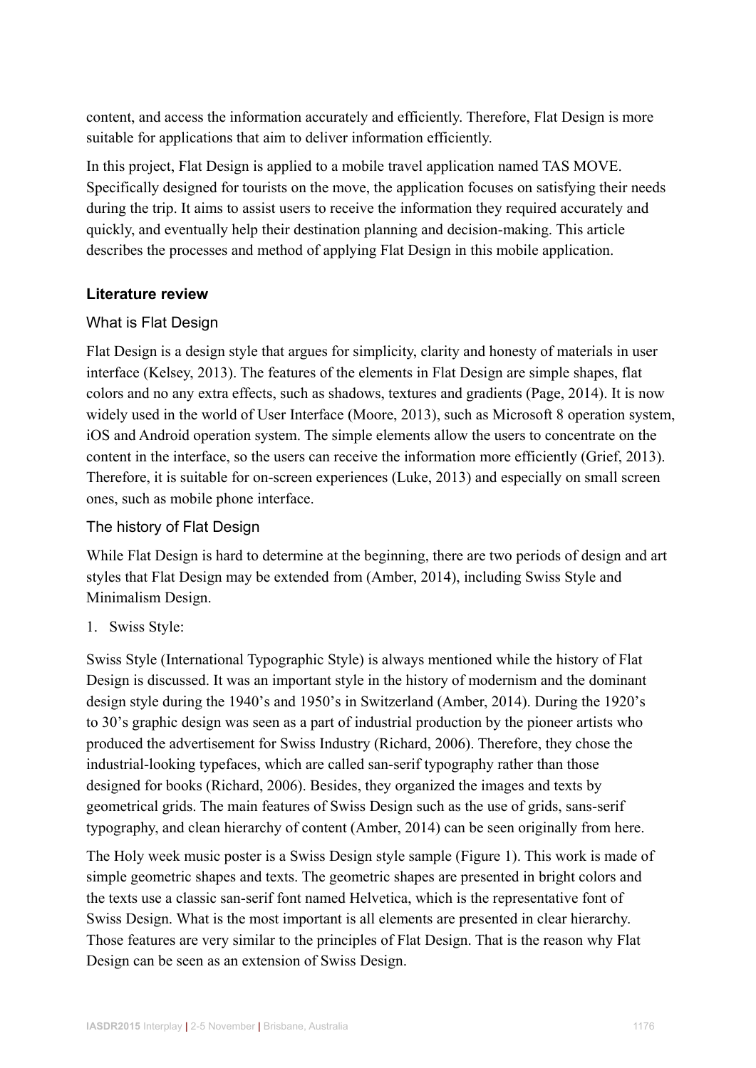content, and access the information accurately and efficiently. Therefore, Flat Design is more suitable for applications that aim to deliver information efficiently.

In this project, Flat Design is applied to a mobile travel application named TAS MOVE. Specifically designed for tourists on the move, the application focuses on satisfying their needs during the trip. It aims to assist users to receive the information they required accurately and quickly, and eventually help their destination planning and decision-making. This article describes the processes and method of applying Flat Design in this mobile application.

## Literature review

### What is Flat Design

Flat Design is a design style that argues for simplicity, clarity and honesty of materials in user interface (Kelsey, 2013). The features of the elements in Flat Design are simple shapes, flat colors and no any extra effects, such as shadows, textures and gradients (Page, 2014). It is now widely used in the world of User Interface (Moore, 2013), such as Microsoft 8 operation system, iOS and Android operation system. The simple elements allow the users to concentrate on the content in the interface, so the users can receive the information more efficiently (Grief, 2013). Therefore, it is suitable for on-screen experiences (Luke, 2013) and especially on small screen ones, such as mobile phone interface.

### The history of Flat Design

While Flat Design is hard to determine at the beginning, there are two periods of design and art styles that Flat Design may be extended from (Amber, 2014), including Swiss Style and Minimalism Design.

1. Swiss Style:

Swiss Style (International Typographic Style) is always mentioned while the history of Flat Design is discussed. It was an important style in the history of modernism and the dominant design style during the 1940's and 1950's in Switzerland (Amber, 2014). During the 1920's to 30's graphic design was seen as a part of industrial production by the pioneer artists who produced the advertisement for Swiss Industry (Richard, 2006). Therefore, they chose the industrial-looking typefaces, which are called san-serif typography rather than those designed for books (Richard, 2006). Besides, they organized the images and texts by geometrical grids. The main features of Swiss Design such as the use of grids, sans-serif typography, and clean hierarchy of content (Amber, 2014) can be seen originally from here.

The Holy week music poster is a Swiss Design style sample (Figure 1). This work is made of simple geometric shapes and texts. The geometric shapes are presented in bright colors and the texts use a classic san-serif font named Helvetica, which is the representative font of Swiss Design. What is the most important is all elements are presented in clear hierarchy. Those features are very similar to the principles of Flat Design. That is the reason why Flat Design can be seen as an extension of Swiss Design.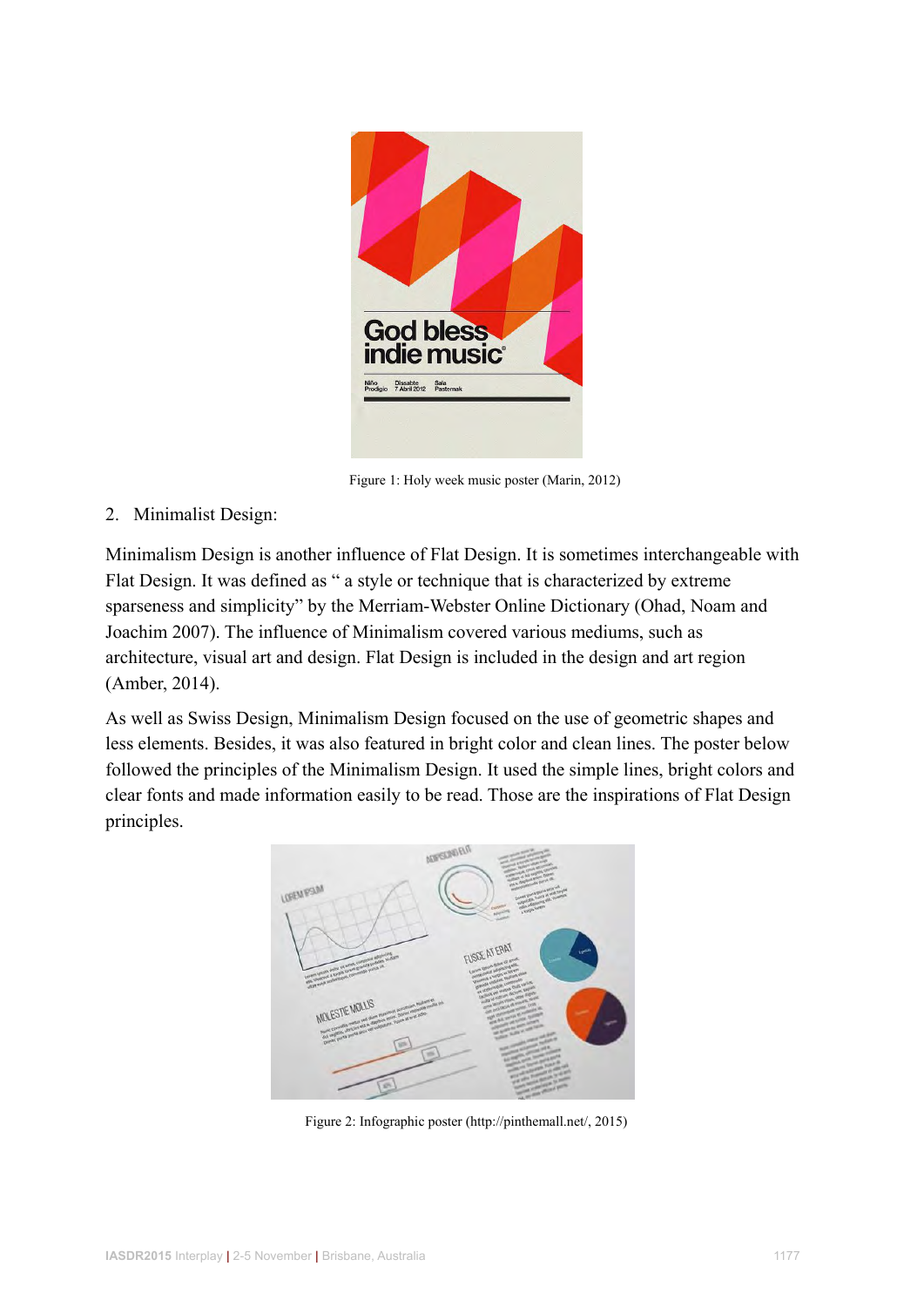Figure 1: Holy week music poster (Marin, 2012)

2. Minimalist Design:

Minimalism Design is another influence of Flat Design. It is sometimes interchangeable with Flat Design. It was defined as " a style or technique that is characterized by extreme sparseness and simplicity" by the Merriam-Webster Online Dictionary (Ohad, Noam and Joachim 2007). The influence of Minimalism covered various mediums, such as architecture, visual art and design. Flat Design is included in the design and art region (Amber, 2014).

As well as Swiss Design, Minimalism Design focused on the use of geometric shapes and less elements. Besides, it was also featured in bright color and clean lines. The poster below followed the principles of the Minimalism Design. It used the simple lines, bright colors and clear fonts and made information easily to be read. Those are the inspirations of Flat Design principles.

Figure 2: Infographic poster (http://pinthemall.net/, 2015)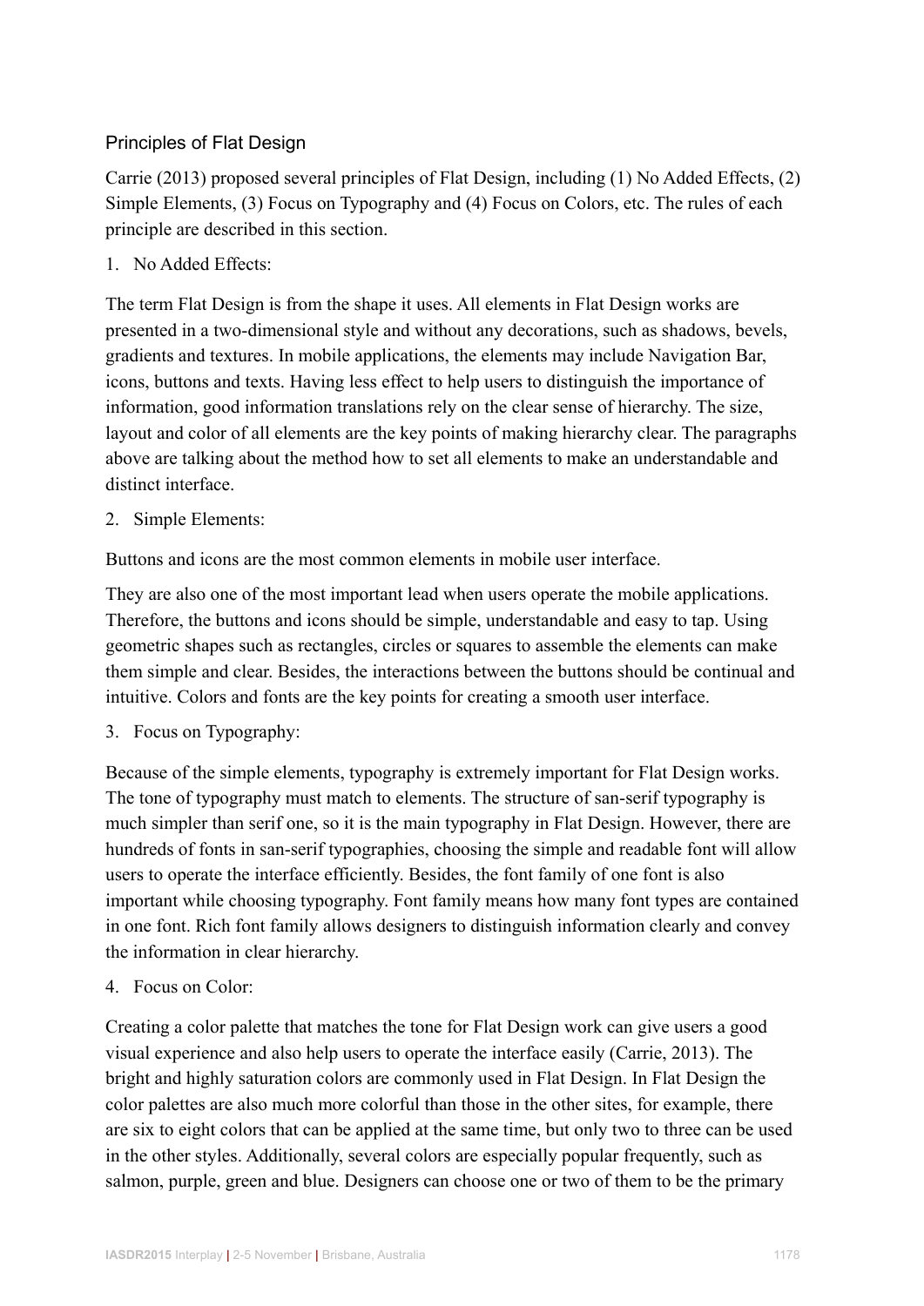### Principles of Flat Design

Carrie (2013) proposed several principles of Flat Design, including (1) No Added Effects, (2) Simple Elements, (3) Focus on Typography and (4) Focus on Colors, etc. The rules of each principle are described in this section.

1. No Added Effects:

The term Flat Design is from the shape it uses. All elements in Flat Design works are presented in a two-dimensional style and without any decorations, such as shadows, bevels, gradients and textures. In mobile applications, the elements may include Navigation Bar, icons, buttons and texts. Having less effect to help users to distinguish the importance of information, good information translations rely on the clear sense of hierarchy. The size, layout and color of all elements are the key points of making hierarchy clear. The paragraphs above are talking about the method how to set all elements to make an understandable and distinct interface.

2. Simple Elements:

Buttons and icons are the most common elements in mobile user interface.

They are also one of the most important lead when users operate the mobile applications. Therefore, the buttons and icons should be simple, understandable and easy to tap. Using geometric shapes such as rectangles, circles or squares to assemble the elements can make them simple and clear. Besides, the interactions between the buttons should be continual and intuitive. Colors and fonts are the key points for creating a smooth user interface.

3. Focus on Typography:

Because of the simple elements, typography is extremely important for Flat Design works. The tone of typography must match to elements. The structure of san-serif typography is much simpler than serif one, so it is the main typography in Flat Design. However, there are hundreds of fonts in san-serif typographies, choosing the simple and readable font will allow users to operate the interface efficiently. Besides, the font family of one font is also important while choosing typography. Font family means how many font types are contained in one font. Rich font family allows designers to distinguish information clearly and convey the information in clear hierarchy.

4. Focus on Color:

Creating a color palette that matches the tone for Flat Design work can give users a good visual experience and also help users to operate the interface easily (Carrie, 2013). The bright and highly saturation colors are commonly used in Flat Design. In Flat Design the color palettes are also much more colorful than those in the other sites, for example, there are six to eight colors that can be applied at the same time, but only two to three can be used in the other styles. Additionally, several colors are especially popular frequently, such as salmon, purple, green and blue. Designers can choose one or two of them to be the primary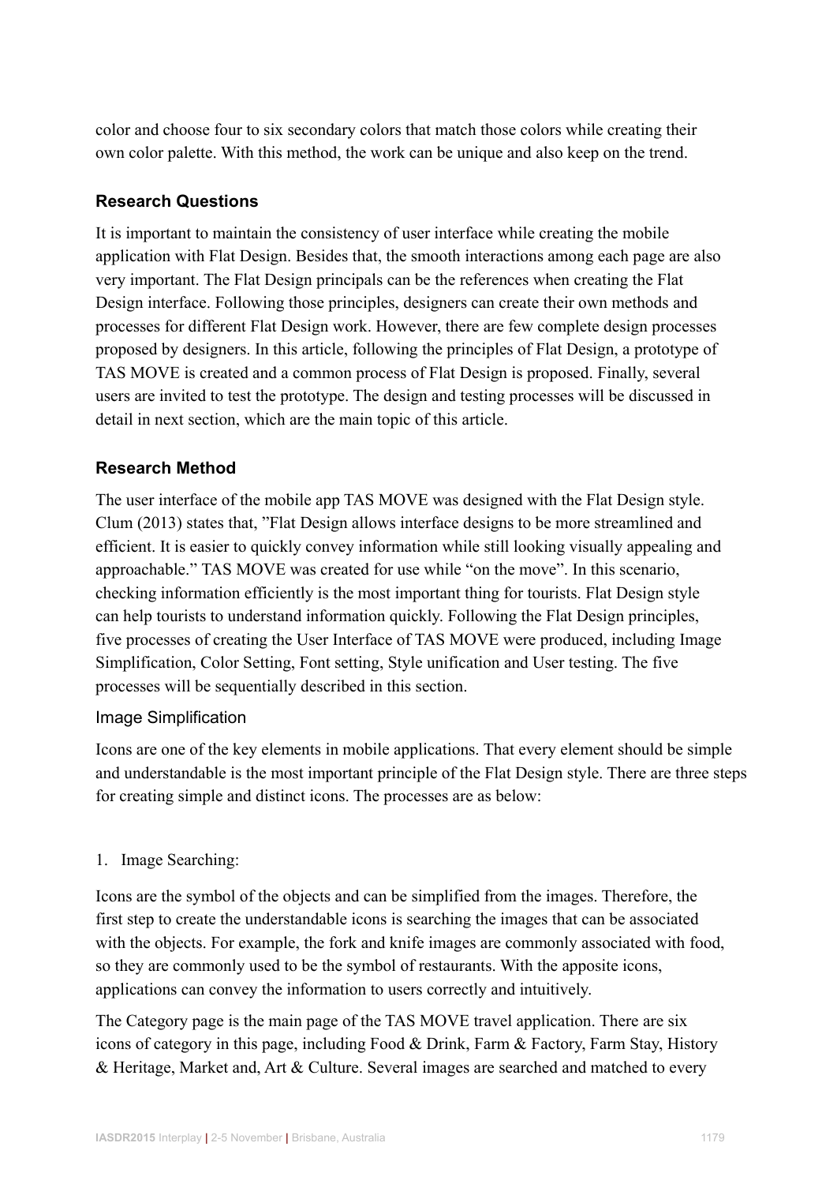color and choose four to six secondary colors that match those colors while creating their own color palette. With this method, the work can be unique and also keep on the trend.

## Research Questions

It is important to maintain the consistency of user interface while creating the mobile application with Flat Design. Besides that, the smooth interactions among each page are also very important. The Flat Design principals can be the references when creating the Flat Design interface. Following those principles, designers can create their own methods and processes for different Flat Design work. However, there are few complete design processes proposed by designers. In this article, following the principles of Flat Design, a prototype of TAS MOVE is created and a common process of Flat Design is proposed. Finally, several users are invited to test the prototype. The design and testing processes will be discussed in detail in next section, which are the main topic of this article.

## Research Method

The user interface of the mobile app TAS MOVE was designed with the Flat Design style. Clum (2013) states that, "Flat Design allows interface designs to be more streamlined and efficient. It is easier to quickly convey information while still looking visually appealing and approachable." TAS MOVE was created for use while "on the move". In this scenario, checking information efficiently is the most important thing for tourists. Flat Design style can help tourists to understand information quickly. Following the Flat Design principles, five processes of creating the User Interface of TAS MOVE were produced, including Image Simplification, Color Setting, Font setting, Style unification and User testing. The five processes will be sequentially described in this section.

### Image Simplification

Icons are one of the key elements in mobile applications. That every element should be simple and understandable is the most important principle of the Flat Design style. There are three steps for creating simple and distinct icons. The processes are as below:

1. Image Searching:

Icons are the symbol of the objects and can be simplified from the images. Therefore, the first step to create the understandable icons is searching the images that can be associated with the objects. For example, the fork and knife images are commonly associated with food, so they are commonly used to be the symbol of restaurants. With the apposite icons, applications can convey the information to users correctly and intuitively.

The Category page is the main page of the TAS MOVE travel application. There are six icons of category in this page, including Food & Drink, Farm & Factory, Farm Stay, History & Heritage, Market and, Art & Culture. Several images are searched and matched to every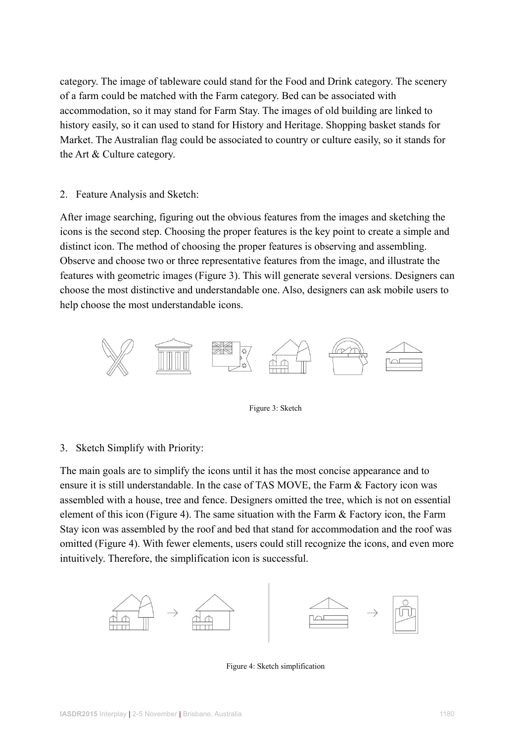category. The image of tableware could stand for the Food and Drink category. The scenery of a farm could be matched with the Farm category. Bed can be associated with accommodation, so it may stand for Farm Stay. The images of old building are linked to history easily, so it can used to stand for History and Heritage. Shopping basket stands for Market. The Australian flag could be associated to country or culture easily, so it stands for the Art & Culture category.

2. Feature Analysis and Sketch:

After image searching, figuring out the obvious features from the images and sketching the icons is the second step. Choosing the proper features is the key point to create a simple and distinct icon. The method of choosing the proper features is observing and assembling. Observe and choose two or three representative features from the image, and illustrate the features with geometric images (Figure 3). This will generate several versions. Designers can choose the most distinctive and understandable one. Also, designers can ask mobile users to help choose the most understandable icons.

Figure 3: Sketch

3. Sketch Simplify with Priority:

The main goals are to simplify the icons until it has the most concise appearance and to ensure it is still understandable. In the case of TAS MOVE, the Farm & Factory icon was assembled with a house, tree and fence. Designers omitted the tree, which is not on essential element of this icon (Figure 4). The same situation with the Farm & Factory icon, the Farm Stay icon was assembled by the roof and bed that stand for accommodation and the roof was omitted (Figure 4). With fewer elements, users could still recognize the icons, and even more intuitively. Therefore, the simplification icon is successful.

Figure 4: Sketch simplification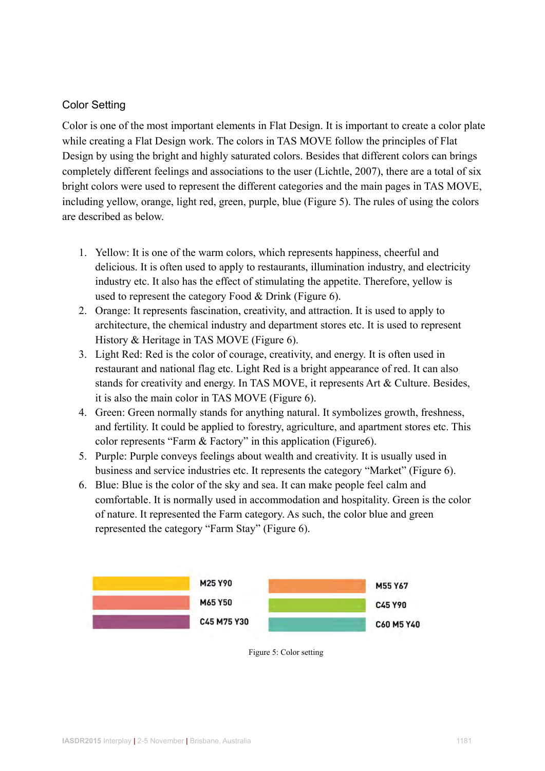### Color Setting

Color is one of the most important elements in Flat Design. It is important to create a color plate while creating a Flat Design work. The colors in TAS MOVE follow the principles of Flat Design by using the bright and highly saturated colors. Besides that different colors can brings completely different feelings and associations to the user (Lichtle, 2007), there are a total of six bright colors were used to represent the different categories and the main pages in TAS MOVE, including yellow, orange, light red, green, purple, blue (Figure 5). The rules of using the colors are described as below.

1. Yellow: It is one of the warm colors, which represents happiness, cheerful and delicious. It is often used to apply to restaurants, illumination industry, and electricity industry etc. It also has the effect of stimulating the appetite. Therefore, yellow is used to represent the category Food & Drink (Figure 6).
2. Orange: It represents fascination, creativity, and attraction. It is used to apply to architecture, the chemical industry and department stores etc. It is used to represent History & Heritage in TAS MOVE (Figure 6).
3. Light Red: Red is the color of courage, creativity, and energy. It is often used in restaurant and national flag etc. Light Red is a bright appearance of red. It can also stands for creativity and energy. In TAS MOVE, it represents Art & Culture. Besides, it is also the main color in TAS MOVE (Figure 6).
4. Green: Green normally stands for anything natural. It symbolizes growth, freshness, and fertility. It could be applied to forestry, agriculture, and apartment stores etc. This color represents "Farm & Factory" in this application (Figure6).
5. Purple: Purple conveys feelings about wealth and creativity. It is usually used in business and service industries etc. It represents the category "Market" (Figure 6).
6. Blue: Blue is the color of the sky and sea. It can make people feel calm and comfortable. It is normally used in accommodation and hospitality. Green is the color of nature. It represented the Farm category. As such, the color blue and green represented the category "Farm Stay" (Figure 6).

| Color | CMYK | Color | CMYK |
|---|---|---|---|
| Yellow | M25 Y90 | Orange | M55 Y67 |
| Light Red | M65 Y50 | Green | C45 Y90 |
| Purple | C45 M75 Y30 | Blue | C60 M5 Y40 |

Figure 5: Color setting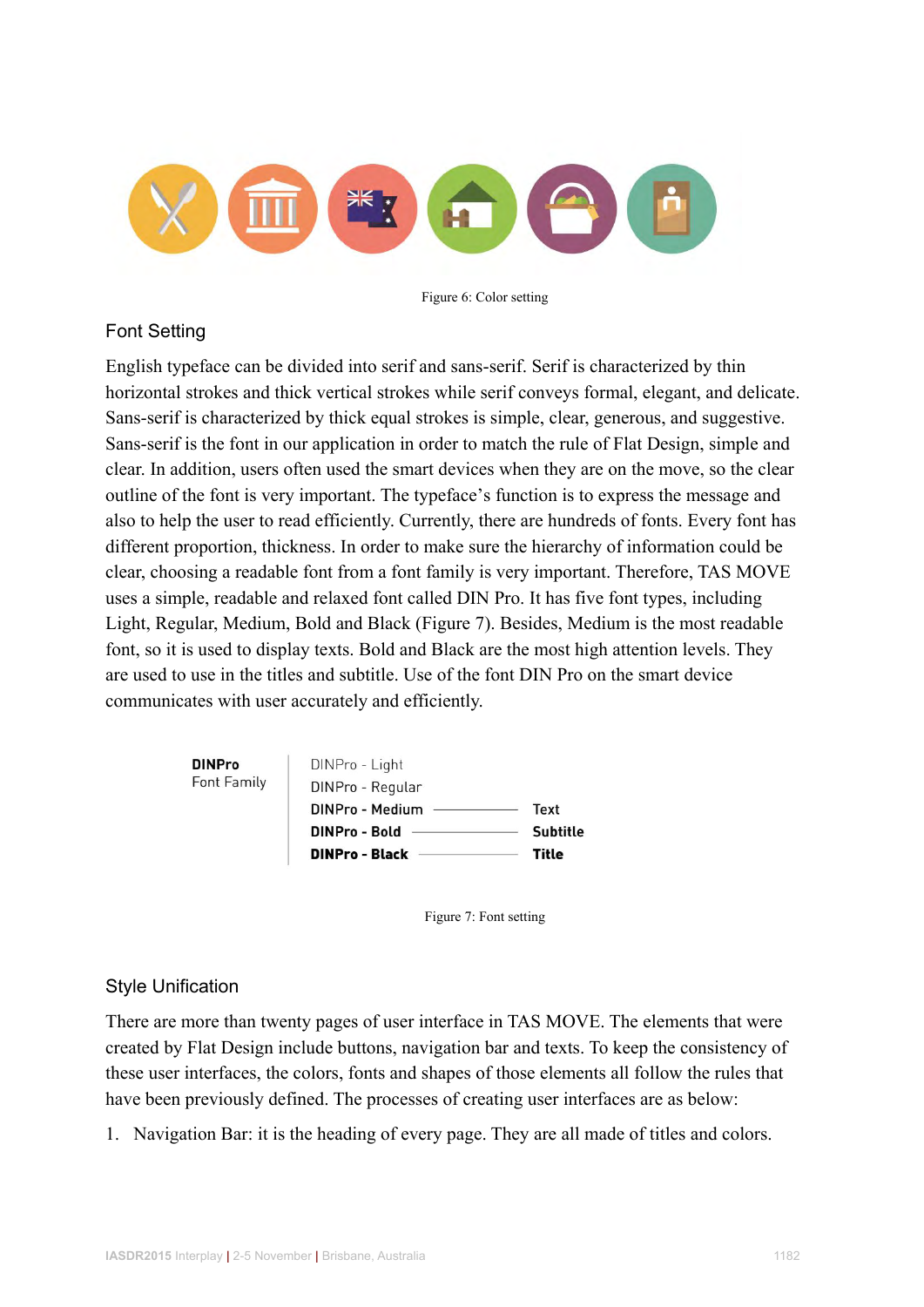Figure 6: Color setting

### Font Setting

English typeface can be divided into serif and sans-serif. Serif is characterized by thin horizontal strokes and thick vertical strokes while serif conveys formal, elegant, and delicate. Sans-serif is characterized by thick equal strokes is simple, clear, generous, and suggestive. Sans-serif is the font in our application in order to match the rule of Flat Design, simple and clear. In addition, users often used the smart devices when they are on the move, so the clear outline of the font is very important. The typeface's function is to express the message and also to help the user to read efficiently. Currently, there are hundreds of fonts. Every font has different proportion, thickness. In order to make sure the hierarchy of information could be clear, choosing a readable font from a font family is very important. Therefore, TAS MOVE uses a simple, readable and relaxed font called DIN Pro. It has five font types, including Light, Regular, Medium, Bold and Black (Figure 7). Besides, Medium is the most readable font, so it is used to display texts. Bold and Black are the most high attention levels. They are used to use in the titles and subtitle. Use of the font DIN Pro on the smart device communicates with user accurately and efficiently.

**DINPro**
Font Family

DINPro - Light
DINPro - Regular
DINPro - Medium —— Text
**DINPro - Bold** —— **Subtitle**
**DINPro - Black** —— **Title**

Figure 7: Font setting

### Style Unification

There are more than twenty pages of user interface in TAS MOVE. The elements that were created by Flat Design include buttons, navigation bar and texts. To keep the consistency of these user interfaces, the colors, fonts and shapes of those elements all follow the rules that have been previously defined. The processes of creating user interfaces are as below:

1. Navigation Bar: it is the heading of every page. They are all made of titles and colors.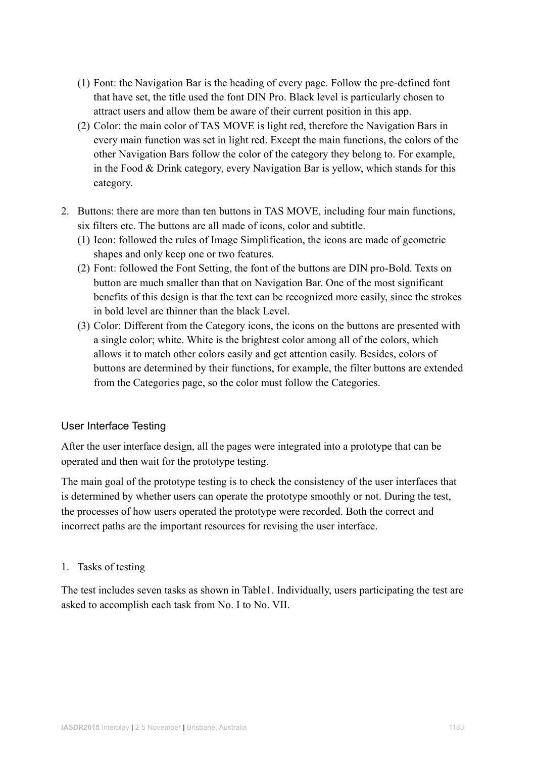(1) Font: the Navigation Bar is the heading of every page. Follow the pre-defined font that have set, the title used the font DIN Pro. Black level is particularly chosen to attract users and allow them be aware of their current position in this app.
(2) Color: the main color of TAS MOVE is light red, therefore the Navigation Bars in every main function was set in light red. Except the main functions, the colors of the other Navigation Bars follow the color of the category they belong to. For example, in the Food & Drink category, every Navigation Bar is yellow, which stands for this category.

2. Buttons: there are more than ten buttons in TAS MOVE, including four main functions, six filters etc. The buttons are all made of icons, color and subtitle.
   (1) Icon: followed the rules of Image Simplification, the icons are made of geometric shapes and only keep one or two features.
   (2) Font: followed the Font Setting, the font of the buttons are DIN pro-Bold. Texts on button are much smaller than that on Navigation Bar. One of the most significant benefits of this design is that the text can be recognized more easily, since the strokes in bold level are thinner than the black Level.
   (3) Color: Different from the Category icons, the icons on the buttons are presented with a single color; white. White is the brightest color among all of the colors, which allows it to match other colors easily and get attention easily. Besides, colors of buttons are determined by their functions, for example, the filter buttons are extended from the Categories page, so the color must follow the Categories.

## User Interface Testing

After the user interface design, all the pages were integrated into a prototype that can be operated and then wait for the prototype testing.

The main goal of the prototype testing is to check the consistency of the user interfaces that is determined by whether users can operate the prototype smoothly or not. During the test, the processes of how users operated the prototype were recorded. Both the correct and incorrect paths are the important resources for revising the user interface.

1. Tasks of testing

The test includes seven tasks as shown in Table1. Individually, users participating the test are asked to accomplish each task from No. I to No. VII.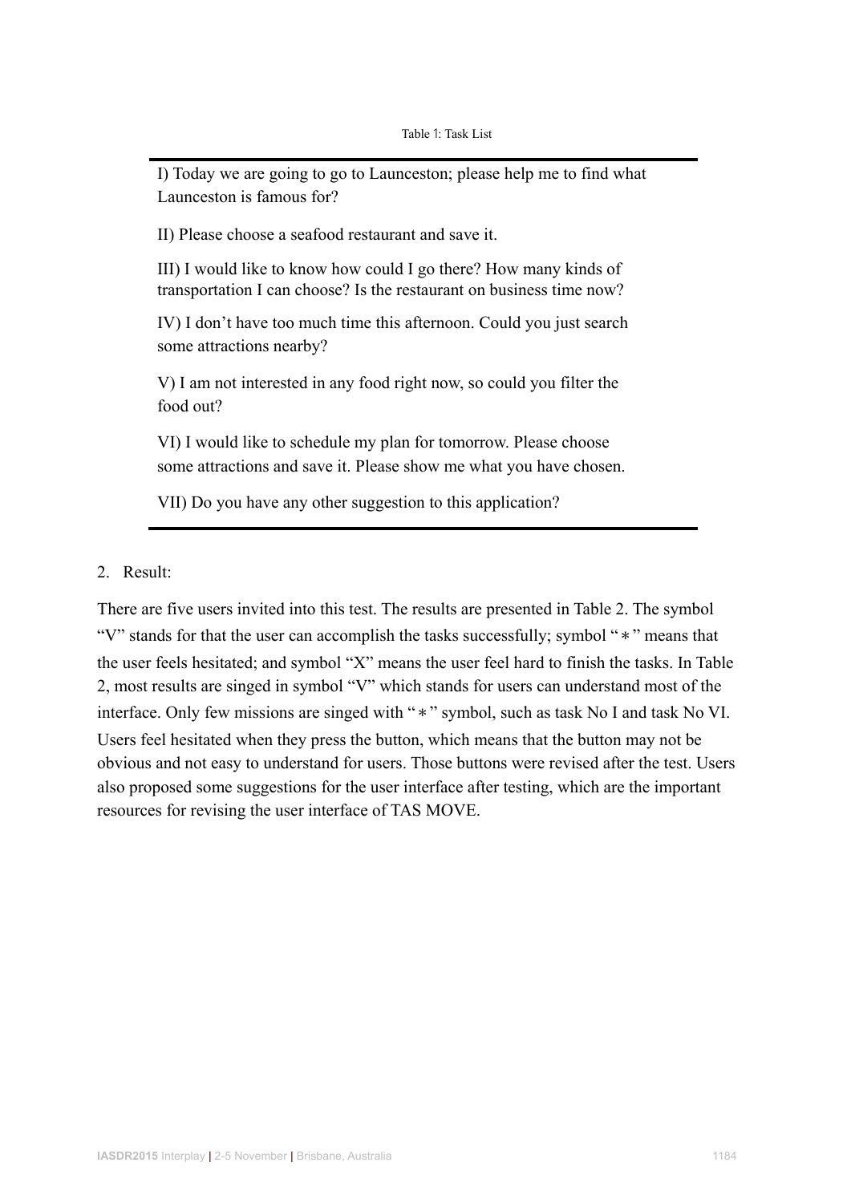Table 1: Task List

| |
|---|
| I) Today we are going to go to Launceston; please help me to find what Launceston is famous for? |
| II) Please choose a seafood restaurant and save it. |
| III) I would like to know how could I go there? How many kinds of transportation I can choose? Is the restaurant on business time now? |
| IV) I don't have too much time this afternoon. Could you just search some attractions nearby? |
| V) I am not interested in any food right now, so could you filter the food out? |
| VI) I would like to schedule my plan for tomorrow. Please choose some attractions and save it. Please show me what you have chosen. |
| VII) Do you have any other suggestion to this application? |

2. Result:

There are five users invited into this test. The results are presented in Table 2. The symbol "V" stands for that the user can accomplish the tasks successfully; symbol "＊" means that the user feels hesitated; and symbol "X" means the user feel hard to finish the tasks. In Table 2, most results are singed in symbol "V" which stands for users can understand most of the interface. Only few missions are singed with "＊" symbol, such as task No I and task No VI. Users feel hesitated when they press the button, which means that the button may not be obvious and not easy to understand for users. Those buttons were revised after the test. Users also proposed some suggestions for the user interface after testing, which are the important resources for revising the user interface of TAS MOVE.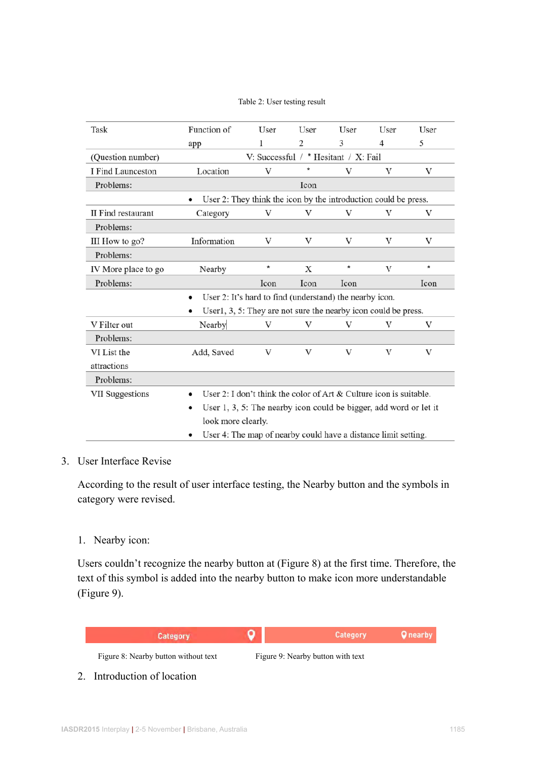Table 2: User testing result

| Task | Function of app | User 1 | User 2 | User 3 | User 4 | User 5 |
|---|---|---|---|---|---|---|
| (Question number) | V: Successful / * Hesitant / X: Fail | | | | | |
| I Find Launceston | Location | V | * | V | V | V |
| Problems: | | | Icon | | | |
| | • User 2: They think the icon by the introduction could be press. | | | | | |
| II Find restaurant | Category | V | V | V | V | V |
| Problems: | | | | | | |
| III How to go? | Information | V | V | V | V | V |
| Problems: | | | | | | |
| IV More place to go | Nearby | * | X | * | V | * |
| Problems: | | Icon | Icon | Icon | | Icon |
| | • User 2: It's hard to find (understand) the nearby icon. • User1, 3, 5: They are not sure the nearby icon could be press. | | | | | |
| V Filter out | Nearby | V | V | V | V | V |
| Problems: | | | | | | |
| VI List the attractions | Add, Saved | V | V | V | V | V |
| Problems: | | | | | | |
| VII Suggestions | • User 2: I don't think the color of Art & Culture icon is suitable. • User 1, 3, 5: The nearby icon could be bigger, add word or let it look more clearly. • User 4: The map of nearby could have a distance limit setting. | | | | | |

3. User Interface Revise

According to the result of user interface testing, the Nearby button and the symbols in category were revised.

1. Nearby icon:

Users couldn't recognize the nearby button at (Figure 8) at the first time. Therefore, the text of this symbol is added into the nearby button to make icon more understandable (Figure 9).

Category | Category nearby

Figure 8: Nearby button without text

Figure 9: Nearby button with text

2. Introduction of location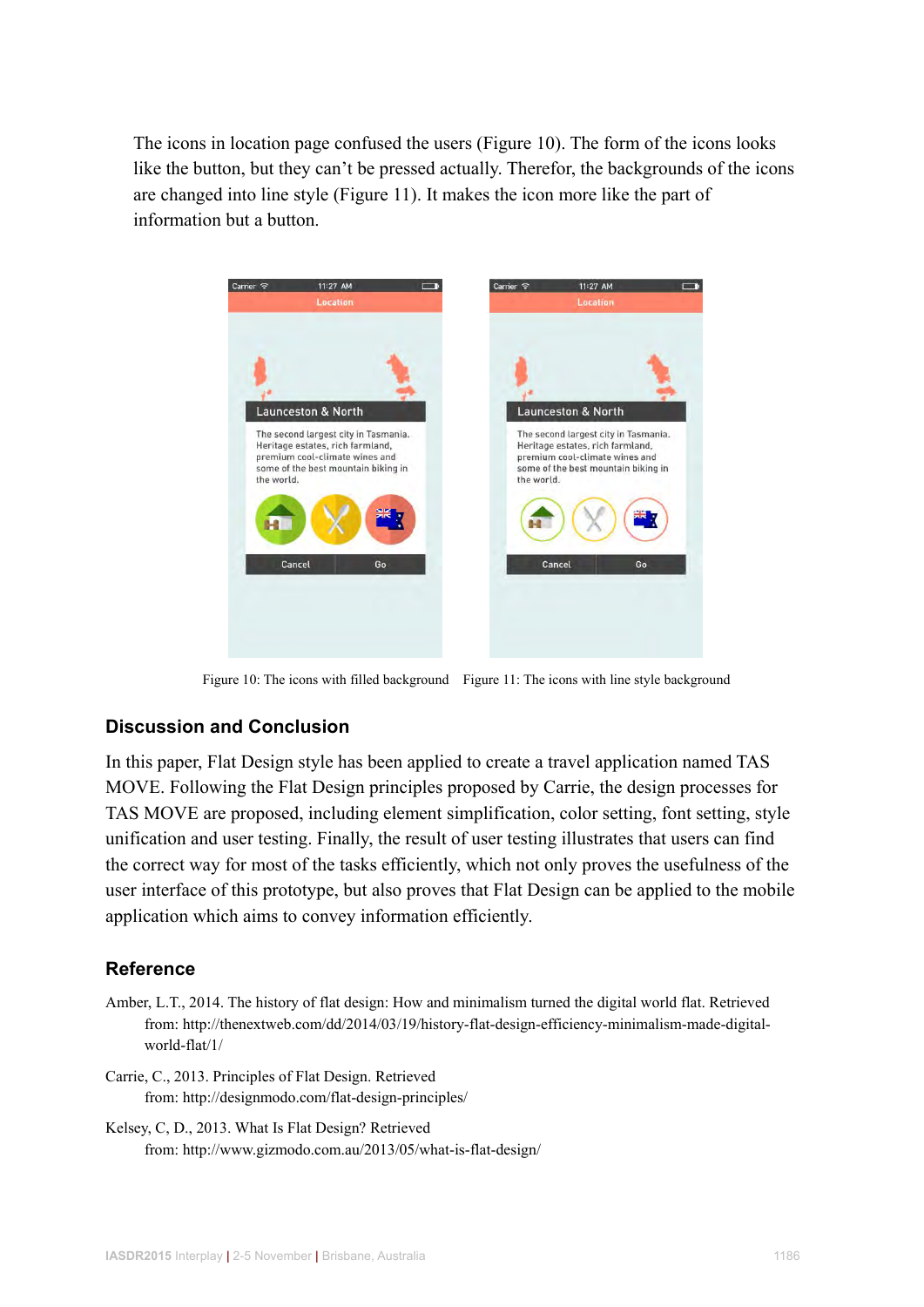The icons in location page confused the users (Figure 10). The form of the icons looks like the button, but they can't be pressed actually. Therefor, the backgrounds of the icons are changed into line style (Figure 11). It makes the icon more like the part of information but a button.

Figure 10: The icons with filled background   Figure 11: The icons with line style background

## Discussion and Conclusion

In this paper, Flat Design style has been applied to create a travel application named TAS MOVE. Following the Flat Design principles proposed by Carrie, the design processes for TAS MOVE are proposed, including element simplification, color setting, font setting, style unification and user testing. Finally, the result of user testing illustrates that users can find the correct way for most of the tasks efficiently, which not only proves the usefulness of the user interface of this prototype, but also proves that Flat Design can be applied to the mobile application which aims to convey information efficiently.

## Reference

Amber, L.T., 2014. The history of flat design: How and minimalism turned the digital world flat. Retrieved from: http://thenextweb.com/dd/2014/03/19/history-flat-design-efficiency-minimalism-made-digital-world-flat/1/

Carrie, C., 2013. Principles of Flat Design. Retrieved from: http://designmodo.com/flat-design-principles/

Kelsey, C, D., 2013. What Is Flat Design? Retrieved from: http://www.gizmodo.com.au/2013/05/what-is-flat-design/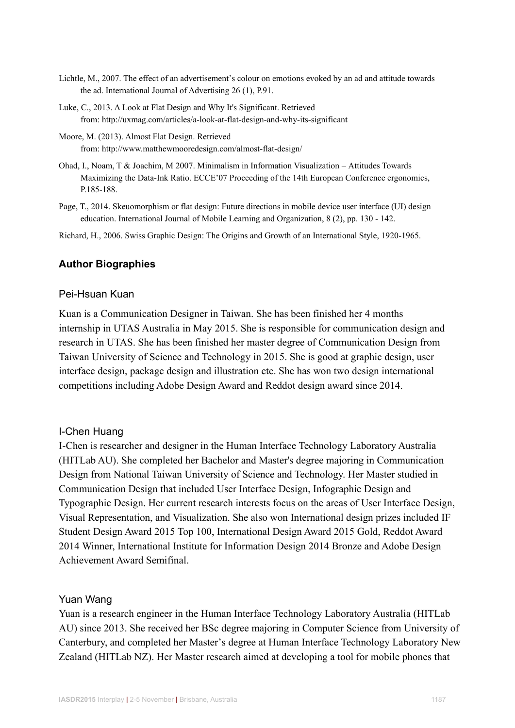Lichtle, M., 2007. The effect of an advertisement's colour on emotions evoked by an ad and attitude towards the ad. International Journal of Advertising 26 (1), P.91.

Luke, C., 2013. A Look at Flat Design and Why It's Significant. Retrieved from: http://uxmag.com/articles/a-look-at-flat-design-and-why-its-significant

Moore, M. (2013). Almost Flat Design. Retrieved from: http://www.matthewmooredesign.com/almost-flat-design/

Ohad, I., Noam, T & Joachim, M 2007. Minimalism in Information Visualization – Attitudes Towards Maximizing the Data-Ink Ratio. ECCE'07 Proceeding of the 14th European Conference ergonomics, P.185-188.

Page, T., 2014. Skeuomorphism or flat design: Future directions in mobile device user interface (UI) design education. International Journal of Mobile Learning and Organization, 8 (2), pp. 130 - 142.

Richard, H., 2006. Swiss Graphic Design: The Origins and Growth of an International Style, 1920-1965.

## Author Biographies

### Pei-Hsuan Kuan

Kuan is a Communication Designer in Taiwan. She has been finished her 4 months internship in UTAS Australia in May 2015. She is responsible for communication design and research in UTAS. She has been finished her master degree of Communication Design from Taiwan University of Science and Technology in 2015. She is good at graphic design, user interface design, package design and illustration etc. She has won two design international competitions including Adobe Design Award and Reddot design award since 2014.

### I-Chen Huang

I-Chen is researcher and designer in the Human Interface Technology Laboratory Australia (HITLab AU). She completed her Bachelor and Master's degree majoring in Communication Design from National Taiwan University of Science and Technology. Her Master studied in Communication Design that included User Interface Design, Infographic Design and Typographic Design. Her current research interests focus on the areas of User Interface Design, Visual Representation, and Visualization. She also won International design prizes included IF Student Design Award 2015 Top 100, International Design Award 2015 Gold, Reddot Award 2014 Winner, International Institute for Information Design 2014 Bronze and Adobe Design Achievement Award Semifinal.

### Yuan Wang

Yuan is a research engineer in the Human Interface Technology Laboratory Australia (HITLab AU) since 2013. She received her BSc degree majoring in Computer Science from University of Canterbury, and completed her Master's degree at Human Interface Technology Laboratory New Zealand (HITLab NZ). Her Master research aimed at developing a tool for mobile phones that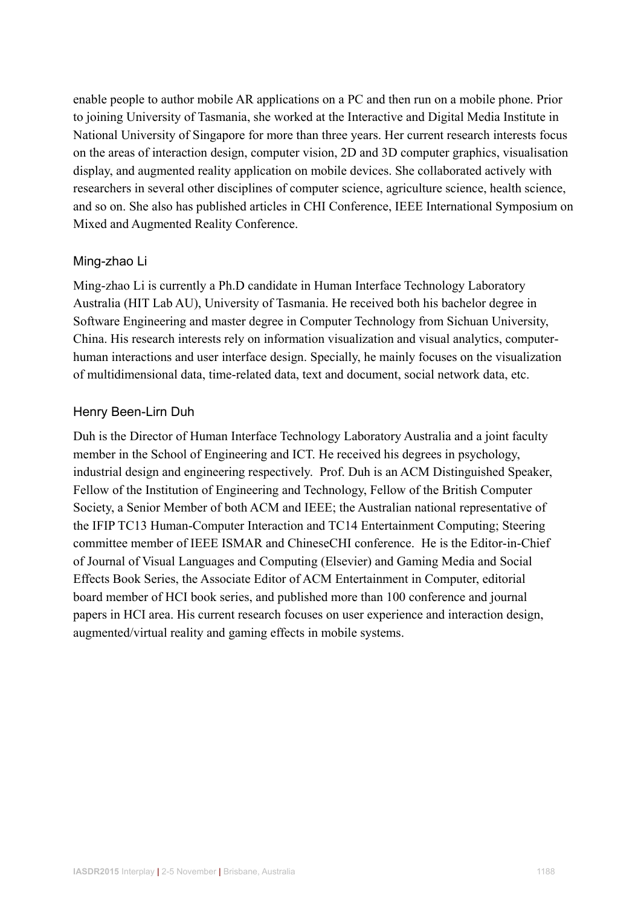enable people to author mobile AR applications on a PC and then run on a mobile phone. Prior to joining University of Tasmania, she worked at the Interactive and Digital Media Institute in National University of Singapore for more than three years. Her current research interests focus on the areas of interaction design, computer vision, 2D and 3D computer graphics, visualisation display, and augmented reality application on mobile devices. She collaborated actively with researchers in several other disciplines of computer science, agriculture science, health science, and so on. She also has published articles in CHI Conference, IEEE International Symposium on Mixed and Augmented Reality Conference.

### Ming-zhao Li

Ming-zhao Li is currently a Ph.D candidate in Human Interface Technology Laboratory Australia (HIT Lab AU), University of Tasmania. He received both his bachelor degree in Software Engineering and master degree in Computer Technology from Sichuan University, China. His research interests rely on information visualization and visual analytics, computer-human interactions and user interface design. Specially, he mainly focuses on the visualization of multidimensional data, time-related data, text and document, social network data, etc.

### Henry Been-Lirn Duh

Duh is the Director of Human Interface Technology Laboratory Australia and a joint faculty member in the School of Engineering and ICT. He received his degrees in psychology, industrial design and engineering respectively. Prof. Duh is an ACM Distinguished Speaker, Fellow of the Institution of Engineering and Technology, Fellow of the British Computer Society, a Senior Member of both ACM and IEEE; the Australian national representative of the IFIP TC13 Human-Computer Interaction and TC14 Entertainment Computing; Steering committee member of IEEE ISMAR and ChineseCHI conference. He is the Editor-in-Chief of Journal of Visual Languages and Computing (Elsevier) and Gaming Media and Social Effects Book Series, the Associate Editor of ACM Entertainment in Computer, editorial board member of HCI book series, and published more than 100 conference and journal papers in HCI area. His current research focuses on user experience and interaction design, augmented/virtual reality and gaming effects in mobile systems.